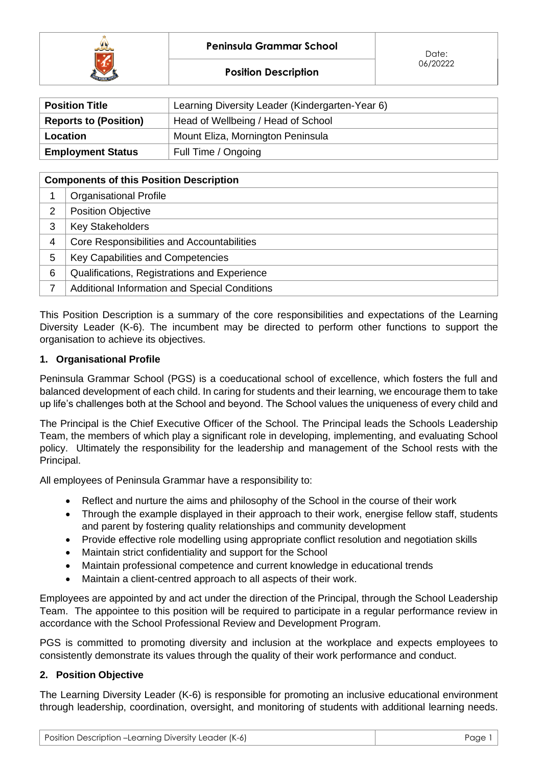| | Peninsula Grammar School | Date: 06/20222 |
|---|---|---|
| | Position Description | |

| Position Title | Learning Diversity Leader (Kindergarten-Year 6) |
|---|---|
| Reports to (Position) | Head of Wellbeing / Head of School |
| Location | Mount Eliza, Mornington Peninsula |
| Employment Status | Full Time / Ongoing |

| Components of this Position Description | |
|---|---|
| 1 | Organisational Profile |
| 2 | Position Objective |
| 3 | Key Stakeholders |
| 4 | Core Responsibilities and Accountabilities |
| 5 | Key Capabilities and Competencies |
| 6 | Qualifications, Registrations and Experience |
| 7 | Additional Information and Special Conditions |

This Position Description is a summary of the core responsibilities and expectations of the Learning Diversity Leader (K-6). The incumbent may be directed to perform other functions to support the organisation to achieve its objectives.

## 1. Organisational Profile

Peninsula Grammar School (PGS) is a coeducational school of excellence, which fosters the full and balanced development of each child. In caring for students and their learning, we encourage them to take up life's challenges both at the School and beyond. The School values the uniqueness of every child and

The Principal is the Chief Executive Officer of the School. The Principal leads the Schools Leadership Team, the members of which play a significant role in developing, implementing, and evaluating School policy. Ultimately the responsibility for the leadership and management of the School rests with the Principal.

All employees of Peninsula Grammar have a responsibility to:

- Reflect and nurture the aims and philosophy of the School in the course of their work
- Through the example displayed in their approach to their work, energise fellow staff, students and parent by fostering quality relationships and community development
- Provide effective role modelling using appropriate conflict resolution and negotiation skills
- Maintain strict confidentiality and support for the School
- Maintain professional competence and current knowledge in educational trends
- Maintain a client-centred approach to all aspects of their work.

Employees are appointed by and act under the direction of the Principal, through the School Leadership Team. The appointee to this position will be required to participate in a regular performance review in accordance with the School Professional Review and Development Program.

PGS is committed to promoting diversity and inclusion at the workplace and expects employees to consistently demonstrate its values through the quality of their work performance and conduct.

## 2. Position Objective

The Learning Diversity Leader (K-6) is responsible for promoting an inclusive educational environment through leadership, coordination, oversight, and monitoring of students with additional learning needs.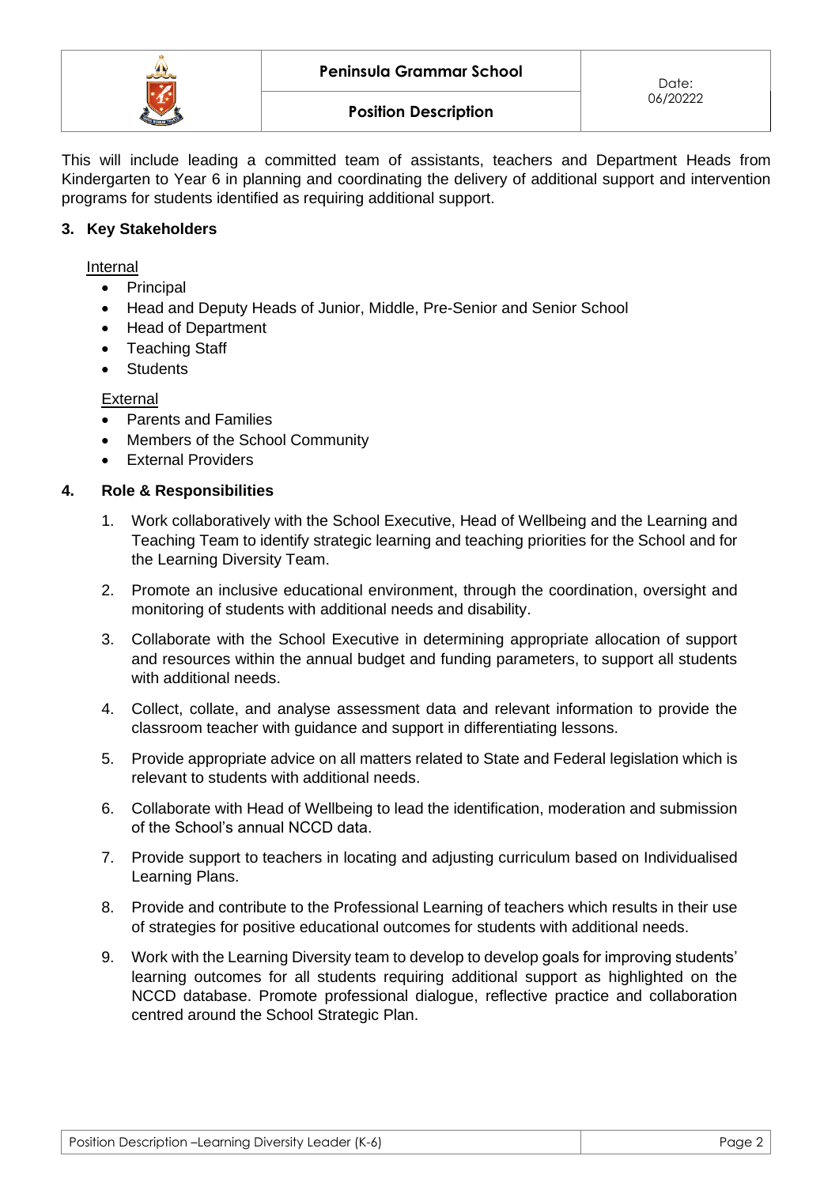This will include leading a committed team of assistants, teachers and Department Heads from Kindergarten to Year 6 in planning and coordinating the delivery of additional support and intervention programs for students identified as requiring additional support.

## 3. Key Stakeholders

Internal

- Principal
- Head and Deputy Heads of Junior, Middle, Pre-Senior and Senior School
- Head of Department
- Teaching Staff
- Students

External

- Parents and Families
- Members of the School Community
- External Providers

## 4. Role & Responsibilities

1. Work collaboratively with the School Executive, Head of Wellbeing and the Learning and Teaching Team to identify strategic learning and teaching priorities for the School and for the Learning Diversity Team.

2. Promote an inclusive educational environment, through the coordination, oversight and monitoring of students with additional needs and disability.

3. Collaborate with the School Executive in determining appropriate allocation of support and resources within the annual budget and funding parameters, to support all students with additional needs.

4. Collect, collate, and analyse assessment data and relevant information to provide the classroom teacher with guidance and support in differentiating lessons.

5. Provide appropriate advice on all matters related to State and Federal legislation which is relevant to students with additional needs.

6. Collaborate with Head of Wellbeing to lead the identification, moderation and submission of the School's annual NCCD data.

7. Provide support to teachers in locating and adjusting curriculum based on Individualised Learning Plans.

8. Provide and contribute to the Professional Learning of teachers which results in their use of strategies for positive educational outcomes for students with additional needs.

9. Work with the Learning Diversity team to develop to develop goals for improving students' learning outcomes for all students requiring additional support as highlighted on the NCCD database. Promote professional dialogue, reflective practice and collaboration centred around the School Strategic Plan.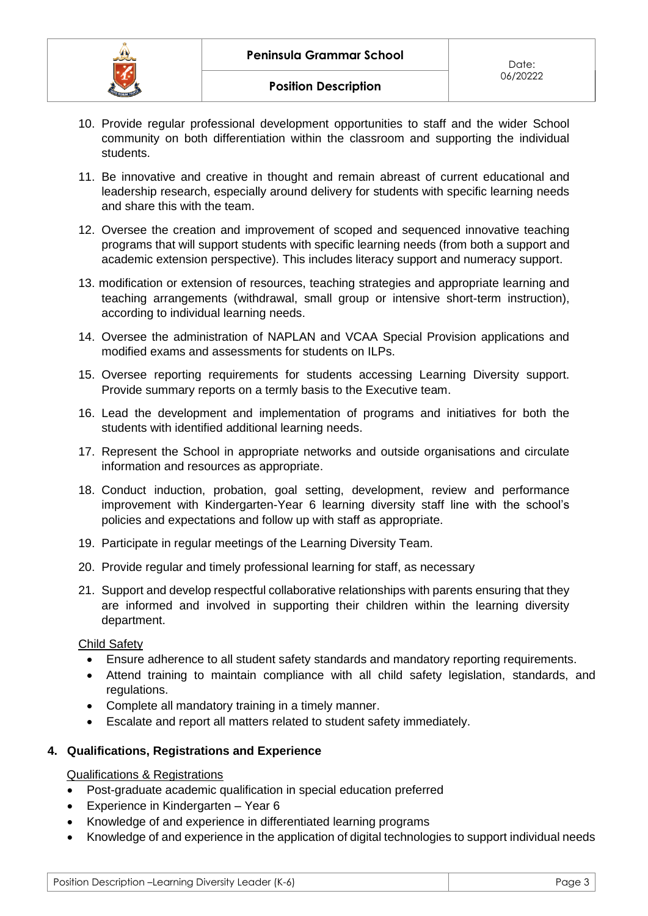10. Provide regular professional development opportunities to staff and the wider School community on both differentiation within the classroom and supporting the individual students.

11. Be innovative and creative in thought and remain abreast of current educational and leadership research, especially around delivery for students with specific learning needs and share this with the team.

12. Oversee the creation and improvement of scoped and sequenced innovative teaching programs that will support students with specific learning needs (from both a support and academic extension perspective). This includes literacy support and numeracy support.

13. modification or extension of resources, teaching strategies and appropriate learning and teaching arrangements (withdrawal, small group or intensive short-term instruction), according to individual learning needs.

14. Oversee the administration of NAPLAN and VCAA Special Provision applications and modified exams and assessments for students on ILPs.

15. Oversee reporting requirements for students accessing Learning Diversity support. Provide summary reports on a termly basis to the Executive team.

16. Lead the development and implementation of programs and initiatives for both the students with identified additional learning needs.

17. Represent the School in appropriate networks and outside organisations and circulate information and resources as appropriate.

18. Conduct induction, probation, goal setting, development, review and performance improvement with Kindergarten-Year 6 learning diversity staff line with the school's policies and expectations and follow up with staff as appropriate.

19. Participate in regular meetings of the Learning Diversity Team.

20. Provide regular and timely professional learning for staff, as necessary

21. Support and develop respectful collaborative relationships with parents ensuring that they are informed and involved in supporting their children within the learning diversity department.

<u>Child Safety</u>

- Ensure adherence to all student safety standards and mandatory reporting requirements.
- Attend training to maintain compliance with all child safety legislation, standards, and regulations.
- Complete all mandatory training in a timely manner.
- Escalate and report all matters related to student safety immediately.

## 4. Qualifications, Registrations and Experience

<u>Qualifications & Registrations</u>

- Post-graduate academic qualification in special education preferred
- Experience in Kindergarten – Year 6
- Knowledge of and experience in differentiated learning programs
- Knowledge of and experience in the application of digital technologies to support individual needs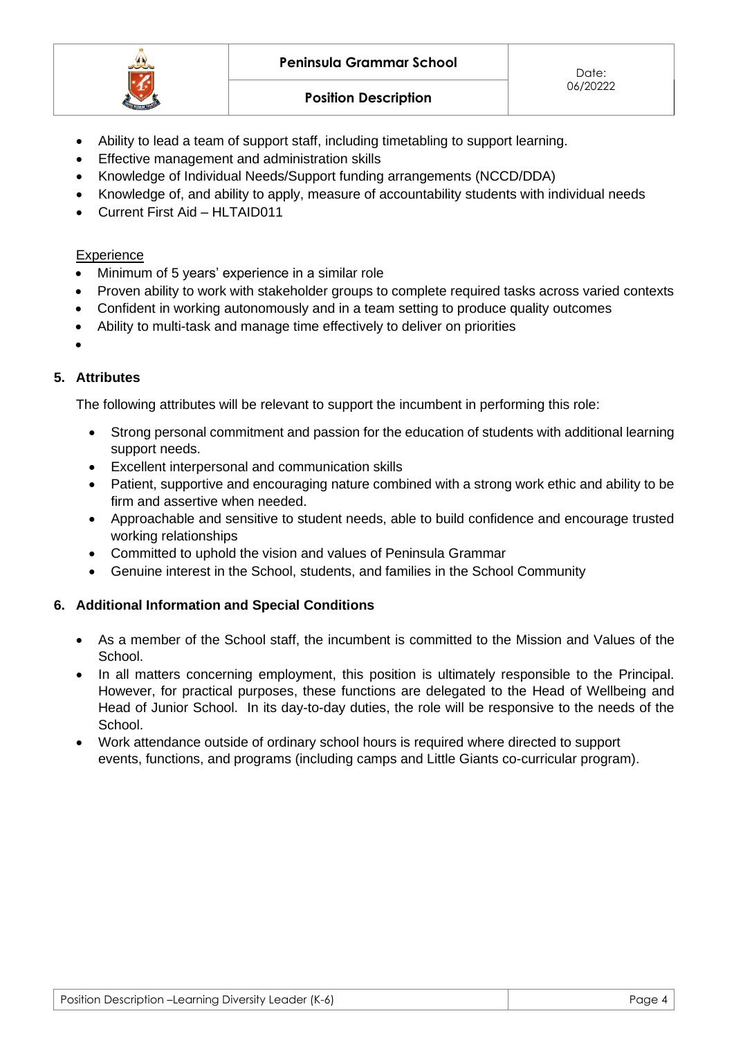- Ability to lead a team of support staff, including timetabling to support learning.
- Effective management and administration skills
- Knowledge of Individual Needs/Support funding arrangements (NCCD/DDA)
- Knowledge of, and ability to apply, measure of accountability students with individual needs
- Current First Aid – HLTAID011

<u>Experience</u>

- Minimum of 5 years' experience in a similar role
- Proven ability to work with stakeholder groups to complete required tasks across varied contexts
- Confident in working autonomously and in a team setting to produce quality outcomes
- Ability to multi-task and manage time effectively to deliver on priorities

## 5. Attributes

The following attributes will be relevant to support the incumbent in performing this role:

- Strong personal commitment and passion for the education of students with additional learning support needs.
- Excellent interpersonal and communication skills
- Patient, supportive and encouraging nature combined with a strong work ethic and ability to be firm and assertive when needed.
- Approachable and sensitive to student needs, able to build confidence and encourage trusted working relationships
- Committed to uphold the vision and values of Peninsula Grammar
- Genuine interest in the School, students, and families in the School Community

## 6. Additional Information and Special Conditions

- As a member of the School staff, the incumbent is committed to the Mission and Values of the School.
- In all matters concerning employment, this position is ultimately responsible to the Principal. However, for practical purposes, these functions are delegated to the Head of Wellbeing and Head of Junior School. In its day-to-day duties, the role will be responsive to the needs of the School.
- Work attendance outside of ordinary school hours is required where directed to support events, functions, and programs (including camps and Little Giants co-curricular program).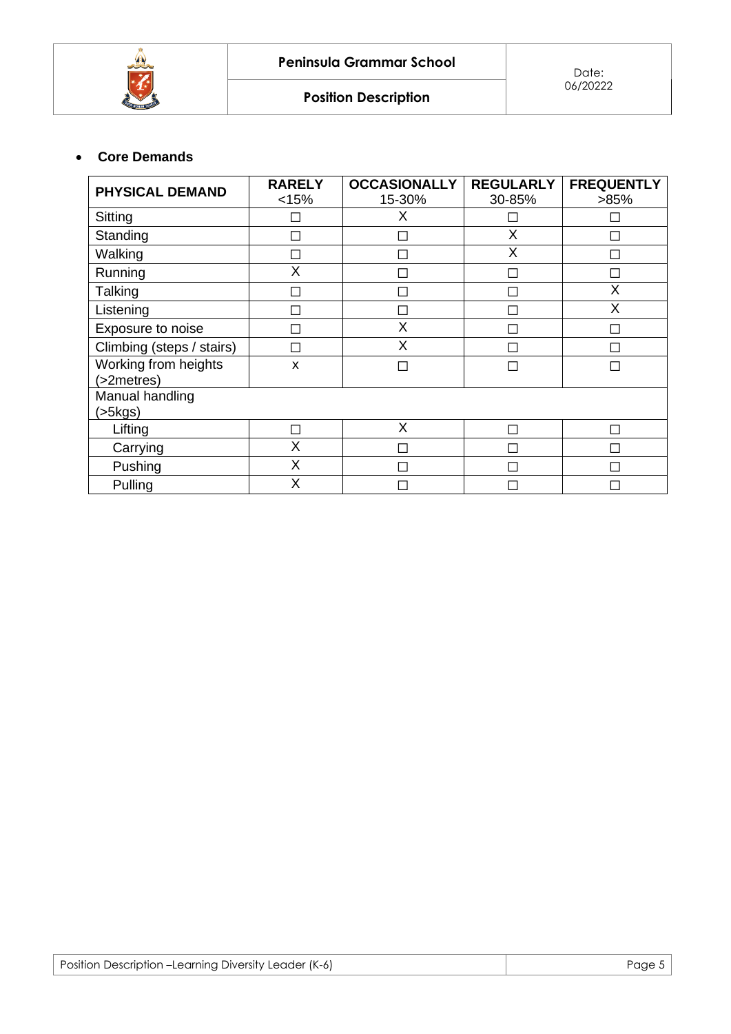- **Core Demands**

| PHYSICAL DEMAND | RARELY <15% | OCCASIONALLY 15-30% | REGULARLY 30-85% | FREQUENTLY >85% |
|---|---|---|---|---|
| Sitting | ☐ | X | ☐ | ☐ |
| Standing | ☐ | ☐ | X | ☐ |
| Walking | ☐ | ☐ | X | ☐ |
| Running | X | ☐ | ☐ | ☐ |
| Talking | ☐ | ☐ | ☐ | X |
| Listening | ☐ | ☐ | ☐ | X |
| Exposure to noise | ☐ | X | ☐ | ☐ |
| Climbing (steps / stairs) | ☐ | X | ☐ | ☐ |
| Working from heights (>2metres) | x | ☐ | ☐ | ☐ |
| Manual handling (>5kgs) | | | | |
| Lifting | ☐ | X | ☐ | ☐ |
| Carrying | X | ☐ | ☐ | ☐ |
| Pushing | X | ☐ | ☐ | ☐ |
| Pulling | X | ☐ | ☐ | ☐ |